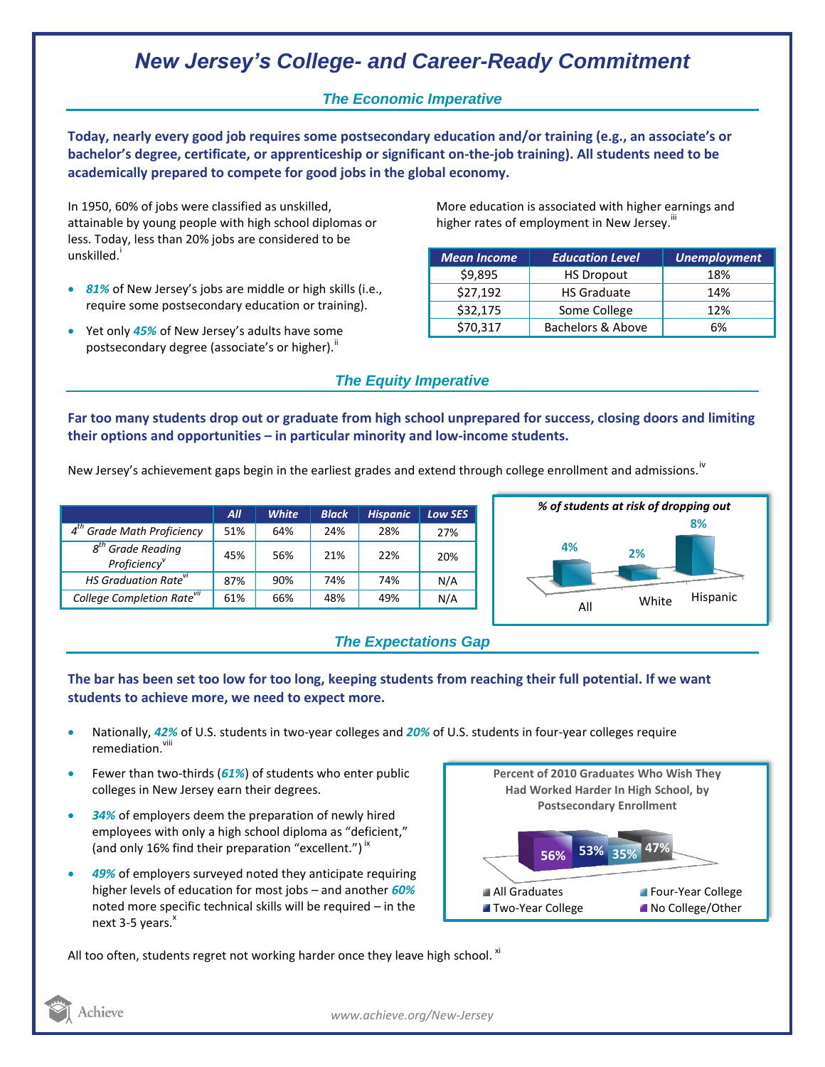// Charts are not detected as images; render chart text as text.
# New Jersey's College- and Career-Ready Commitment

## The Economic Imperative

**Today, nearly every good job requires some postsecondary education and/or training (e.g., an associate's or bachelor's degree, certificate, or apprenticeship or significant on-the-job training). All students need to be academically prepared to compete for good jobs in the global economy.**

In 1950, 60% of jobs were classified as unskilled, attainable by young people with high school diplomas or less. Today, less than 20% jobs are considered to be unskilled.[i]

- ***81%*** of New Jersey's jobs are middle or high skills (i.e., require some postsecondary education or training).
- Yet only ***45%*** of New Jersey's adults have some postsecondary degree (associate's or higher).[ii]

More education is associated with higher earnings and higher rates of employment in New Jersey.[iii]

| Mean Income | Education Level | Unemployment |
|---|---|---|
| $9,895 | HS Dropout | 18% |
| $27,192 | HS Graduate | 14% |
| $32,175 | Some College | 12% |
| $70,317 | Bachelors & Above | 6% |

## The Equity Imperative

**Far too many students drop out or graduate from high school unprepared for success, closing doors and limiting their options and opportunities – in particular minority and low-income students.**

New Jersey's achievement gaps begin in the earliest grades and extend through college enrollment and admissions.[iv]

| | All | White | Black | Hispanic | Low SES |
|---|---|---|---|---|---|
| 4th Grade Math Proficiency | 51% | 64% | 24% | 28% | 27% |
| 8th Grade Reading Proficiency[v] | 45% | 56% | 21% | 22% | 20% |
| HS Graduation Rate[vi] | 87% | 90% | 74% | 74% | N/A |
| College Completion Rate[vii] | 61% | 66% | 48% | 49% | N/A |

*% of students at risk of dropping out*

| All | White | Hispanic |
|---|---|---|
| 4% | 2% | 8% |

## The Expectations Gap

**The bar has been set too low for too long, keeping students from reaching their full potential. If we want students to achieve more, we need to expect more.**

- Nationally, ***42%*** of U.S. students in two-year colleges and ***20%*** of U.S. students in four-year colleges require remediation.[viii]
- Fewer than two-thirds (***61%***) of students who enter public colleges in New Jersey earn their degrees.
- ***34%*** of employers deem the preparation of newly hired employees with only a high school diploma as "deficient," (and only 16% find their preparation "excellent.")[ix]
- ***49%*** of employers surveyed noted they anticipate requiring higher levels of education for most jobs – and another ***60%*** noted more specific technical skills will be required – in the next 3-5 years.[x]

**Percent of 2010 Graduates Who Wish They Had Worked Harder In High School, by Postsecondary Enrollment**

| No College/Other | Two-Year College | Four-Year College | All Graduates |
|---|---|---|---|
| 56% | 53% | 35% | 47% |

All too often, students regret not working harder once they leave high school.[xi]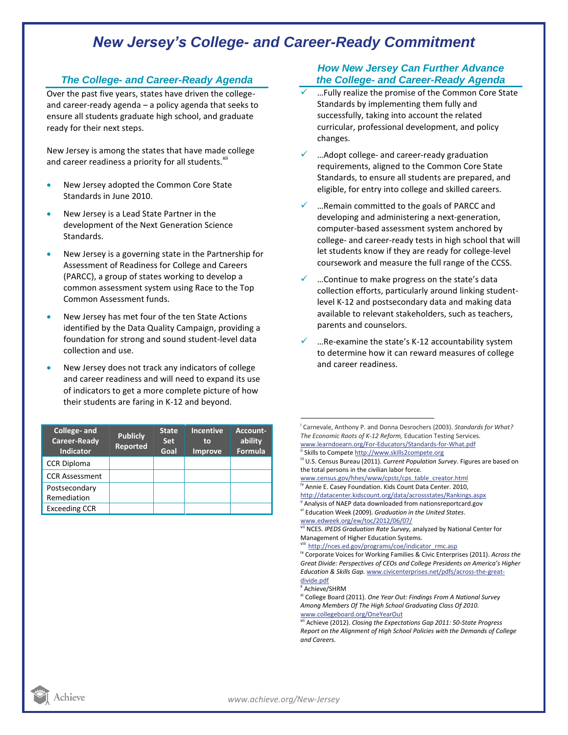# New Jersey's College- and Career-Ready Commitment

## The College- and Career-Ready Agenda

Over the past five years, states have driven the college- and career-ready agenda – a policy agenda that seeks to ensure all students graduate high school, and graduate ready for their next steps.

New Jersey is among the states that have made college and career readiness a priority for all students.[xii]

- New Jersey adopted the Common Core State Standards in June 2010.
- New Jersey is a Lead State Partner in the development of the Next Generation Science Standards.
- New Jersey is a governing state in the Partnership for Assessment of Readiness for College and Careers (PARCC), a group of states working to develop a common assessment system using Race to the Top Common Assessment funds.
- New Jersey has met four of the ten State Actions identified by the Data Quality Campaign, providing a foundation for strong and sound student-level data collection and use.
- New Jersey does not track any indicators of college and career readiness and will need to expand its use of indicators to get a more complete picture of how their students are faring in K-12 and beyond.

| College- and Career-Ready Indicator | Publicly Reported | State Set Goal | Incentive to Improve | Account-ability Formula |
|---|---|---|---|---|
| CCR Diploma | | | | |
| CCR Assessment | | | | |
| Postsecondary Remediation | | | | |
| Exceeding CCR | | | | |

## How New Jersey Can Further Advance the College- and Career-Ready Agenda

- ✓ …Fully realize the promise of the Common Core State Standards by implementing them fully and successfully, taking into account the related curricular, professional development, and policy changes.
- ✓ …Adopt college- and career-ready graduation requirements, aligned to the Common Core State Standards, to ensure all students are prepared, and eligible, for entry into college and skilled careers.
- ✓ …Remain committed to the goals of PARCC and developing and administering a next-generation, computer-based assessment system anchored by college- and career-ready tests in high school that will let students know if they are ready for college-level coursework and measure the full range of the CCSS.
- ✓ …Continue to make progress on the state's data collection efforts, particularly around linking student-level K-12 and postsecondary data and making data available to relevant stakeholders, such as teachers, parents and counselors.
- ✓ …Re-examine the state's K-12 accountability system to determine how it can reward measures of college and career readiness.

---

[i] Carnevale, Anthony P. and Donna Desrochers (2003). *Standards for What? The Economic Roots of K-12 Reform,* Education Testing Services. www.learndoearn.org/For-Educators/Standards-for-What.pdf

[ii] Skills to Compete http://www.skills2compete.org

[iii] U.S. Census Bureau (2011). *Current Population Survey*. Figures are based on the total persons in the civilian labor force. www.census.gov/hhes/www/cpstc/cps_table_creator.html

[iv] Annie E. Casey Foundation. Kids Count Data Center. 2010, http://datacenter.kidscount.org/data/acrossstates/Rankings.aspx

[v] Analysis of NAEP data downloaded from nationsreportcard.gov

[vi] Education Week (2009). *Graduation in the United States*. www.edweek.org/ew/toc/2012/06/07/

[vii] NCES. *IPEDS Graduation Rate Survey,* analyzed by National Center for Management of Higher Education Systems.

[viii] http://nces.ed.gov/programs/coe/indicator_rmc.asp

[ix] Corporate Voices for Working Families & Civic Enterprises (2011). *Across the Great Divide: Perspectives of CEOs and College Presidents on America's Higher Education & Skills Gap.* www.civicenterprises.net/pdfs/across-the-great-divide.pdf

[x] Achieve/SHRM

[xi] College Board (2011). *One Year Out: Findings From A National Survey Among Members Of The High School Graduating Class Of 2010.* www.collegeboard.org/OneYearOut

[xii] Achieve (2012). *Closing the Expectations Gap 2011: 50-State Progress Report on the Alignment of High School Policies with the Demands of College and Careers.*

Achieve

www.achieve.org/New-Jersey